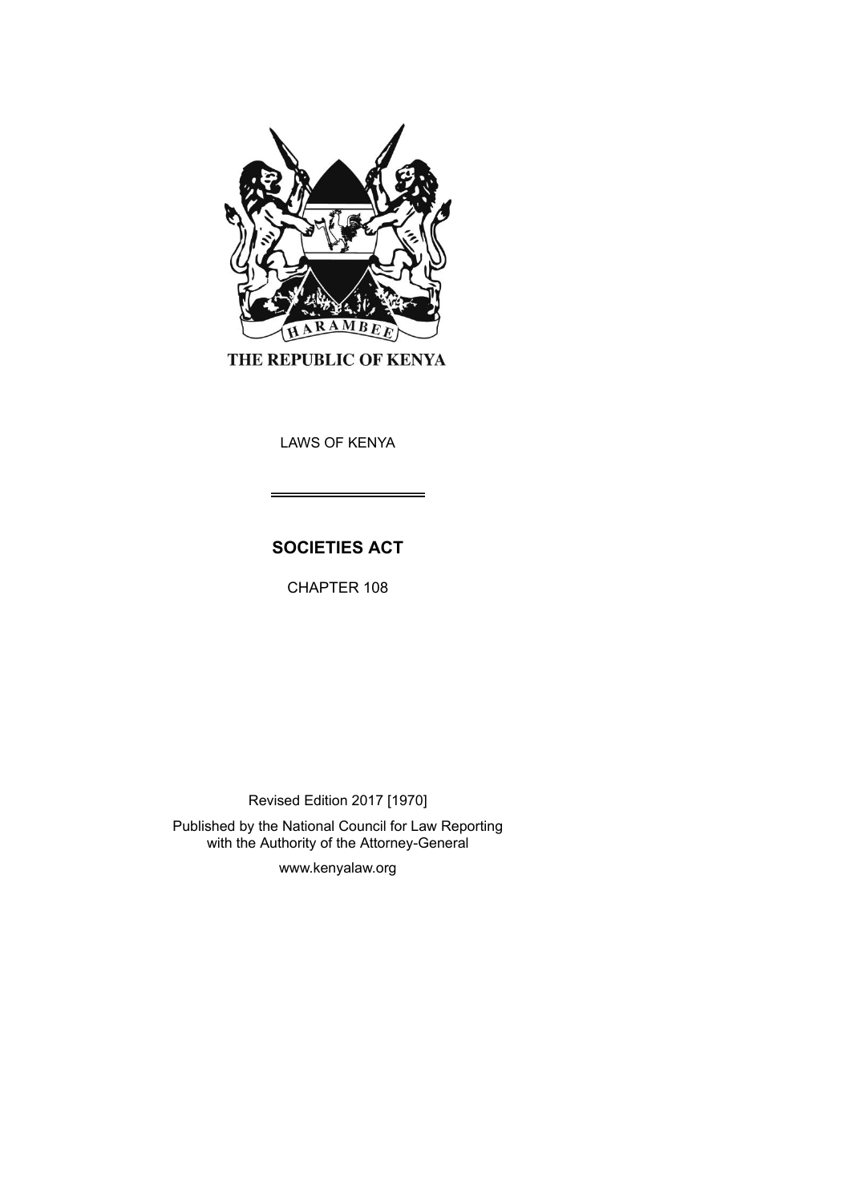THE REPUBLIC OF KENYA

LAWS OF KENYA

# SOCIETIES ACT

CHAPTER 108

Revised Edition 2017 [1970]

Published by the National Council for Law Reporting with the Authority of the Attorney-General

www.kenyalaw.org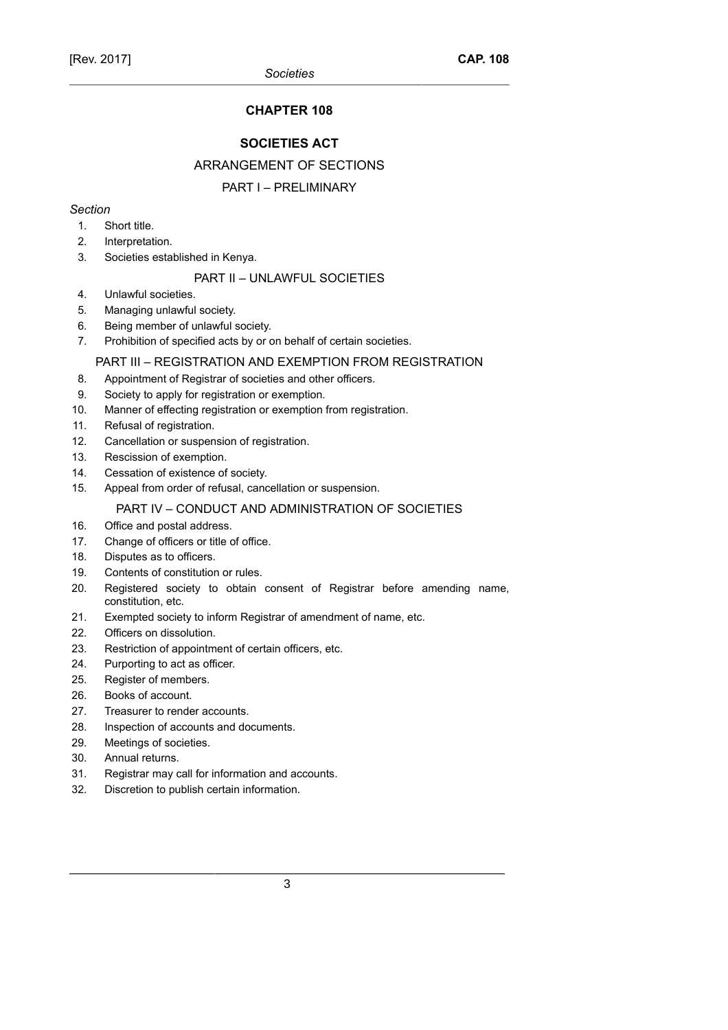# CHAPTER 108

## SOCIETIES ACT

### ARRANGEMENT OF SECTIONS

### PART I – PRELIMINARY

*Section*

1. Short title.
2. Interpretation.
3. Societies established in Kenya.

### PART II – UNLAWFUL SOCIETIES

4. Unlawful societies.
5. Managing unlawful society.
6. Being member of unlawful society.
7. Prohibition of specified acts by or on behalf of certain societies.

### PART III – REGISTRATION AND EXEMPTION FROM REGISTRATION

8. Appointment of Registrar of societies and other officers.
9. Society to apply for registration or exemption.
10. Manner of effecting registration or exemption from registration.
11. Refusal of registration.
12. Cancellation or suspension of registration.
13. Rescission of exemption.
14. Cessation of existence of society.
15. Appeal from order of refusal, cancellation or suspension.

### PART IV – CONDUCT AND ADMINISTRATION OF SOCIETIES

16. Office and postal address.
17. Change of officers or title of office.
18. Disputes as to officers.
19. Contents of constitution or rules.
20. Registered society to obtain consent of Registrar before amending name, constitution, etc.
21. Exempted society to inform Registrar of amendment of name, etc.
22. Officers on dissolution.
23. Restriction of appointment of certain officers, etc.
24. Purporting to act as officer.
25. Register of members.
26. Books of account.
27. Treasurer to render accounts.
28. Inspection of accounts and documents.
29. Meetings of societies.
30. Annual returns.
31. Registrar may call for information and accounts.
32. Discretion to publish certain information.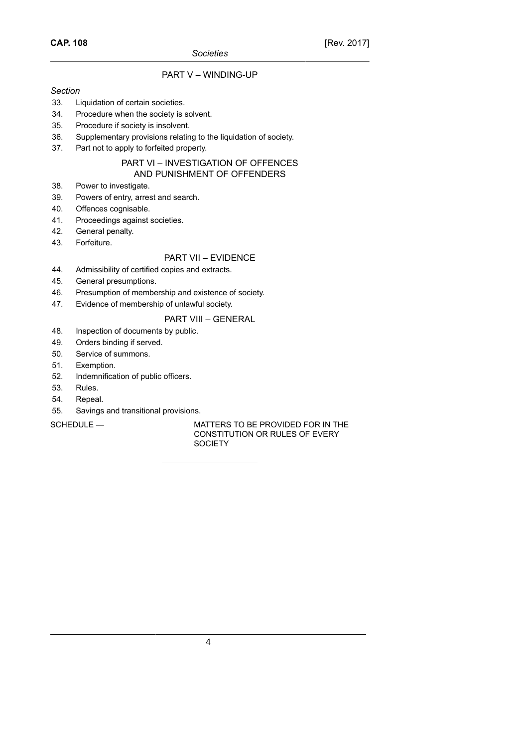## PART V – WINDING-UP

*Section*

33. Liquidation of certain societies.
34. Procedure when the society is solvent.
35. Procedure if society is insolvent.
36. Supplementary provisions relating to the liquidation of society.
37. Part not to apply to forfeited property.

## PART VI – INVESTIGATION OF OFFENCES AND PUNISHMENT OF OFFENDERS

38. Power to investigate.
39. Powers of entry, arrest and search.
40. Offences cognisable.
41. Proceedings against societies.
42. General penalty.
43. Forfeiture.

## PART VII – EVIDENCE

44. Admissibility of certified copies and extracts.
45. General presumptions.
46. Presumption of membership and existence of society.
47. Evidence of membership of unlawful society.

## PART VIII – GENERAL

48. Inspection of documents by public.
49. Orders binding if served.
50. Service of summons.
51. Exemption.
52. Indemnification of public officers.
53. Rules.
54. Repeal.
55. Savings and transitional provisions.

SCHEDULE — MATTERS TO BE PROVIDED FOR IN THE CONSTITUTION OR RULES OF EVERY SOCIETY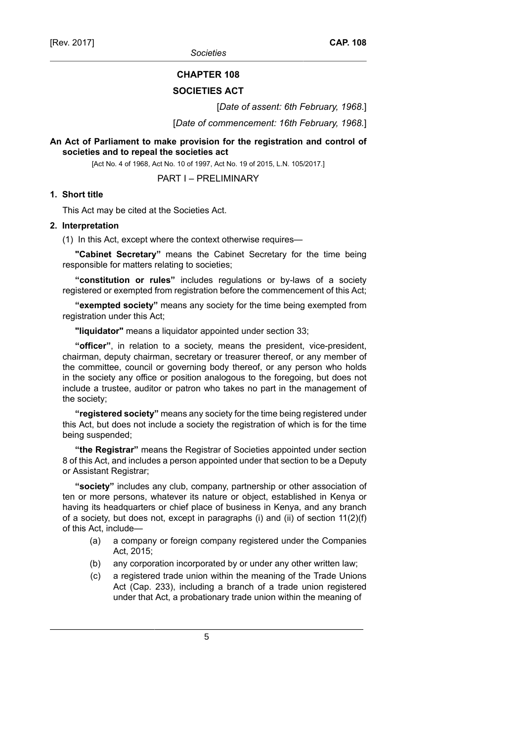# CHAPTER 108

# SOCIETIES ACT

[*Date of assent: 6th February, 1968*.]

[*Date of commencement: 16th February, 1968*.]

**An Act of Parliament to make provision for the registration and control of societies and to repeal the societies act**

[Act No. 4 of 1968, Act No. 10 of 1997, Act No. 19 of 2015, L.N. 105/2017.]

## PART I – PRELIMINARY

### 1. Short title

This Act may be cited at the Societies Act.

### 2. Interpretation

(1) In this Act, except where the context otherwise requires—

**"Cabinet Secretary"** means the Cabinet Secretary for the time being responsible for matters relating to societies;

**"constitution or rules"** includes regulations or by-laws of a society registered or exempted from registration before the commencement of this Act;

**"exempted society"** means any society for the time being exempted from registration under this Act;

**"liquidator"** means a liquidator appointed under section 33;

**"officer"**, in relation to a society, means the president, vice-president, chairman, deputy chairman, secretary or treasurer thereof, or any member of the committee, council or governing body thereof, or any person who holds in the society any office or position analogous to the foregoing, but does not include a trustee, auditor or patron who takes no part in the management of the society;

**"registered society"** means any society for the time being registered under this Act, but does not include a society the registration of which is for the time being suspended;

**"the Registrar"** means the Registrar of Societies appointed under section 8 of this Act, and includes a person appointed under that section to be a Deputy or Assistant Registrar;

**"society"** includes any club, company, partnership or other association of ten or more persons, whatever its nature or object, established in Kenya or having its headquarters or chief place of business in Kenya, and any branch of a society, but does not, except in paragraphs (i) and (ii) of section 11(2)(f) of this Act, include—

(a) a company or foreign company registered under the Companies Act, 2015;

(b) any corporation incorporated by or under any other written law;

(c) a registered trade union within the meaning of the Trade Unions Act (Cap. 233), including a branch of a trade union registered under that Act, a probationary trade union within the meaning of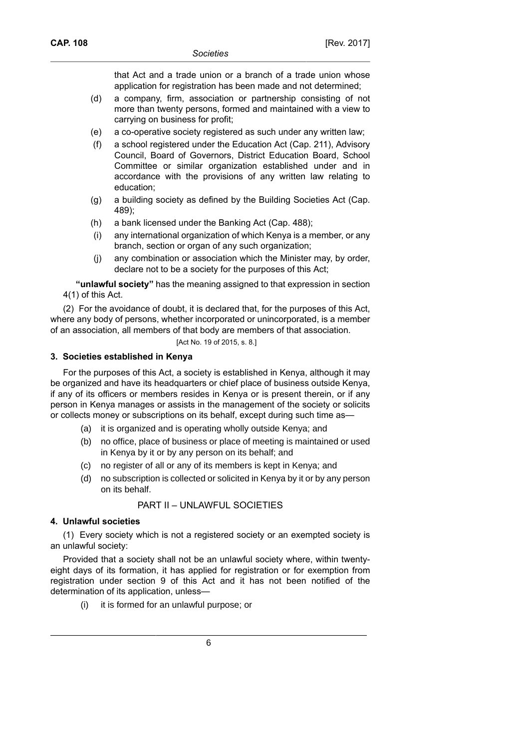that Act and a trade union or a branch of a trade union whose application for registration has been made and not determined;

(d) a company, firm, association or partnership consisting of not more than twenty persons, formed and maintained with a view to carrying on business for profit;

(e) a co-operative society registered as such under any written law;

(f) a school registered under the Education Act (Cap. 211), Advisory Council, Board of Governors, District Education Board, School Committee or similar organization established under and in accordance with the provisions of any written law relating to education;

(g) a building society as defined by the Building Societies Act (Cap. 489);

(h) a bank licensed under the Banking Act (Cap. 488);

(i) any international organization of which Kenya is a member, or any branch, section or organ of any such organization;

(j) any combination or association which the Minister may, by order, declare not to be a society for the purposes of this Act;

**"unlawful society"** has the meaning assigned to that expression in section 4(1) of this Act.

(2) For the avoidance of doubt, it is declared that, for the purposes of this Act, where any body of persons, whether incorporated or unincorporated, is a member of an association, all members of that body are members of that association.

[Act No. 19 of 2015, s. 8.]

### 3. Societies established in Kenya

For the purposes of this Act, a society is established in Kenya, although it may be organized and have its headquarters or chief place of business outside Kenya, if any of its officers or members resides in Kenya or is present therein, or if any person in Kenya manages or assists in the management of the society or solicits or collects money or subscriptions on its behalf, except during such time as—

(a) it is organized and is operating wholly outside Kenya; and

(b) no office, place of business or place of meeting is maintained or used in Kenya by it or by any person on its behalf; and

(c) no register of all or any of its members is kept in Kenya; and

(d) no subscription is collected or solicited in Kenya by it or by any person on its behalf.

## PART II – UNLAWFUL SOCIETIES

### 4. Unlawful societies

(1) Every society which is not a registered society or an exempted society is an unlawful society:

Provided that a society shall not be an unlawful society where, within twenty-eight days of its formation, it has applied for registration or for exemption from registration under section 9 of this Act and it has not been notified of the determination of its application, unless—

(i) it is formed for an unlawful purpose; or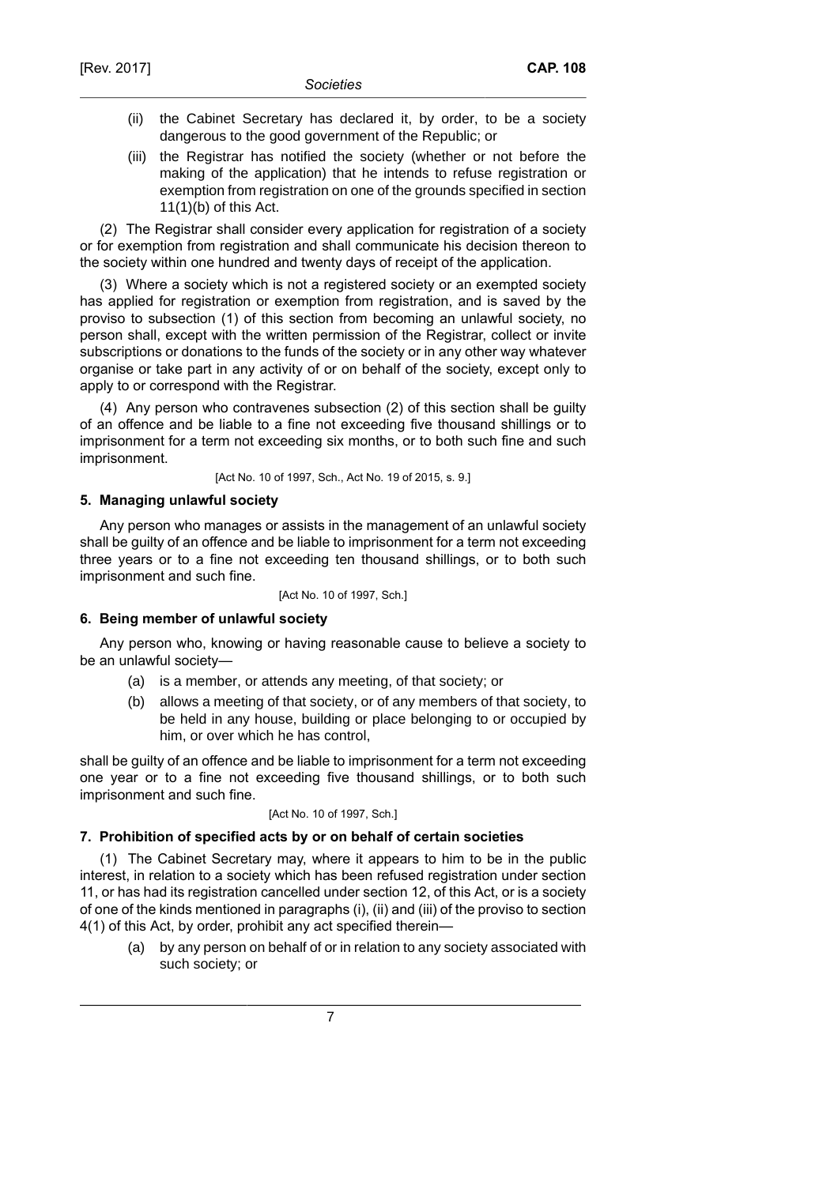(ii) the Cabinet Secretary has declared it, by order, to be a society dangerous to the good government of the Republic; or

(iii) the Registrar has notified the society (whether or not before the making of the application) that he intends to refuse registration or exemption from registration on one of the grounds specified in section 11(1)(b) of this Act.

(2) The Registrar shall consider every application for registration of a society or for exemption from registration and shall communicate his decision thereon to the society within one hundred and twenty days of receipt of the application.

(3) Where a society which is not a registered society or an exempted society has applied for registration or exemption from registration, and is saved by the proviso to subsection (1) of this section from becoming an unlawful society, no person shall, except with the written permission of the Registrar, collect or invite subscriptions or donations to the funds of the society or in any other way whatever organise or take part in any activity of or on behalf of the society, except only to apply to or correspond with the Registrar.

(4) Any person who contravenes subsection (2) of this section shall be guilty of an offence and be liable to a fine not exceeding five thousand shillings or to imprisonment for a term not exceeding six months, or to both such fine and such imprisonment.

[Act No. 10 of 1997, Sch., Act No. 19 of 2015, s. 9.]

### 5. Managing unlawful society

Any person who manages or assists in the management of an unlawful society shall be guilty of an offence and be liable to imprisonment for a term not exceeding three years or to a fine not exceeding ten thousand shillings, or to both such imprisonment and such fine.

[Act No. 10 of 1997, Sch.]

### 6. Being member of unlawful society

Any person who, knowing or having reasonable cause to believe a society to be an unlawful society—

(a) is a member, or attends any meeting, of that society; or

(b) allows a meeting of that society, or of any members of that society, to be held in any house, building or place belonging to or occupied by him, or over which he has control,

shall be guilty of an offence and be liable to imprisonment for a term not exceeding one year or to a fine not exceeding five thousand shillings, or to both such imprisonment and such fine.

[Act No. 10 of 1997, Sch.]

### 7. Prohibition of specified acts by or on behalf of certain societies

(1) The Cabinet Secretary may, where it appears to him to be in the public interest, in relation to a society which has been refused registration under section 11, or has had its registration cancelled under section 12, of this Act, or is a society of one of the kinds mentioned in paragraphs (i), (ii) and (iii) of the proviso to section 4(1) of this Act, by order, prohibit any act specified therein—

(a) by any person on behalf of or in relation to any society associated with such society; or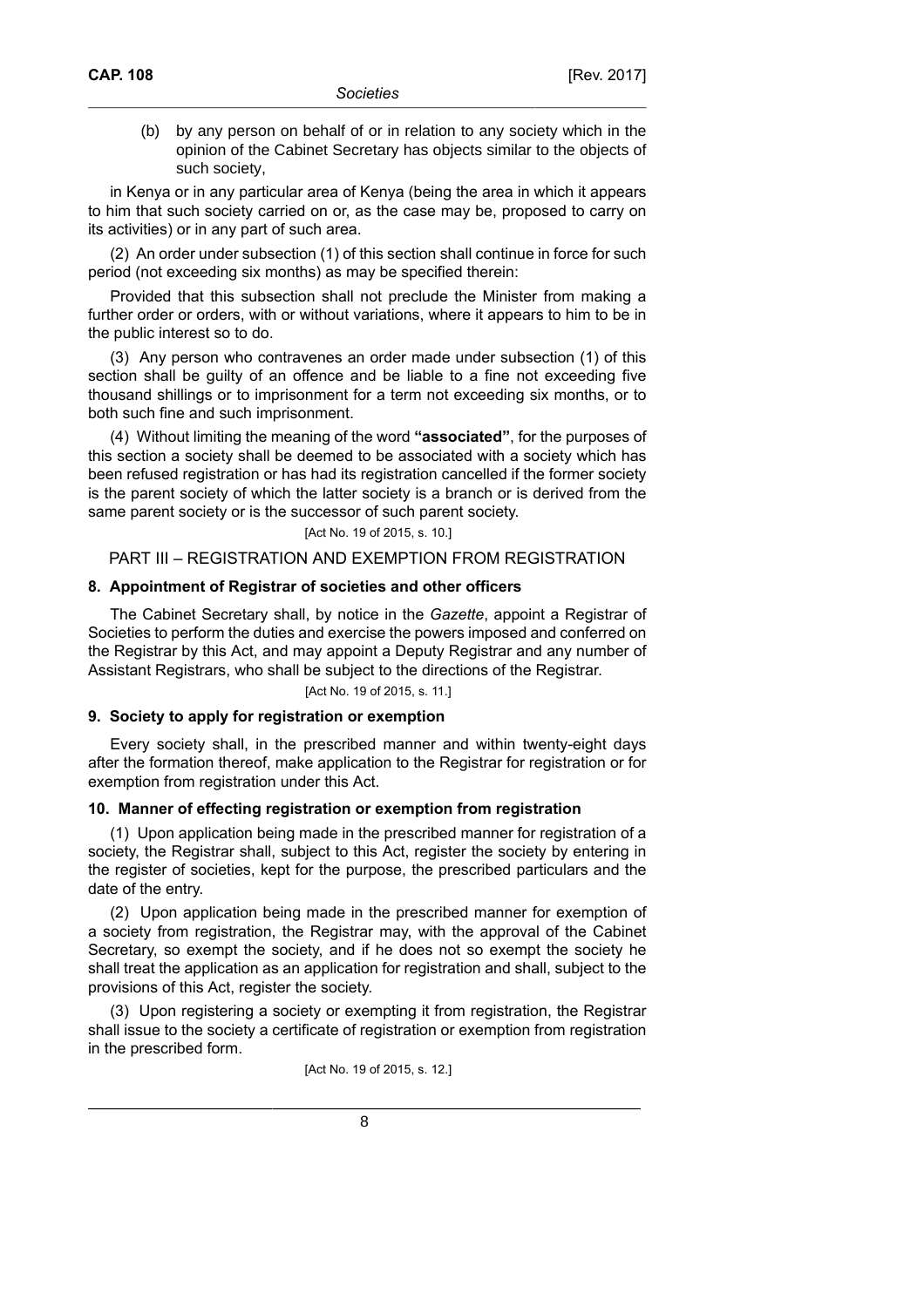(b) by any person on behalf of or in relation to any society which in the opinion of the Cabinet Secretary has objects similar to the objects of such society,

in Kenya or in any particular area of Kenya (being the area in which it appears to him that such society carried on or, as the case may be, proposed to carry on its activities) or in any part of such area.

(2) An order under subsection (1) of this section shall continue in force for such period (not exceeding six months) as may be specified therein:

Provided that this subsection shall not preclude the Minister from making a further order or orders, with or without variations, where it appears to him to be in the public interest so to do.

(3) Any person who contravenes an order made under subsection (1) of this section shall be guilty of an offence and be liable to a fine not exceeding five thousand shillings or to imprisonment for a term not exceeding six months, or to both such fine and such imprisonment.

(4) Without limiting the meaning of the word **"associated"**, for the purposes of this section a society shall be deemed to be associated with a society which has been refused registration or has had its registration cancelled if the former society is the parent society of which the latter society is a branch or is derived from the same parent society or is the successor of such parent society.

[Act No. 19 of 2015, s. 10.]

## PART III – REGISTRATION AND EXEMPTION FROM REGISTRATION

### 8. Appointment of Registrar of societies and other officers

The Cabinet Secretary shall, by notice in the *Gazette*, appoint a Registrar of Societies to perform the duties and exercise the powers imposed and conferred on the Registrar by this Act, and may appoint a Deputy Registrar and any number of Assistant Registrars, who shall be subject to the directions of the Registrar.

[Act No. 19 of 2015, s. 11.]

### 9. Society to apply for registration or exemption

Every society shall, in the prescribed manner and within twenty-eight days after the formation thereof, make application to the Registrar for registration or for exemption from registration under this Act.

### 10. Manner of effecting registration or exemption from registration

(1) Upon application being made in the prescribed manner for registration of a society, the Registrar shall, subject to this Act, register the society by entering in the register of societies, kept for the purpose, the prescribed particulars and the date of the entry.

(2) Upon application being made in the prescribed manner for exemption of a society from registration, the Registrar may, with the approval of the Cabinet Secretary, so exempt the society, and if he does not so exempt the society he shall treat the application as an application for registration and shall, subject to the provisions of this Act, register the society.

(3) Upon registering a society or exempting it from registration, the Registrar shall issue to the society a certificate of registration or exemption from registration in the prescribed form.

[Act No. 19 of 2015, s. 12.]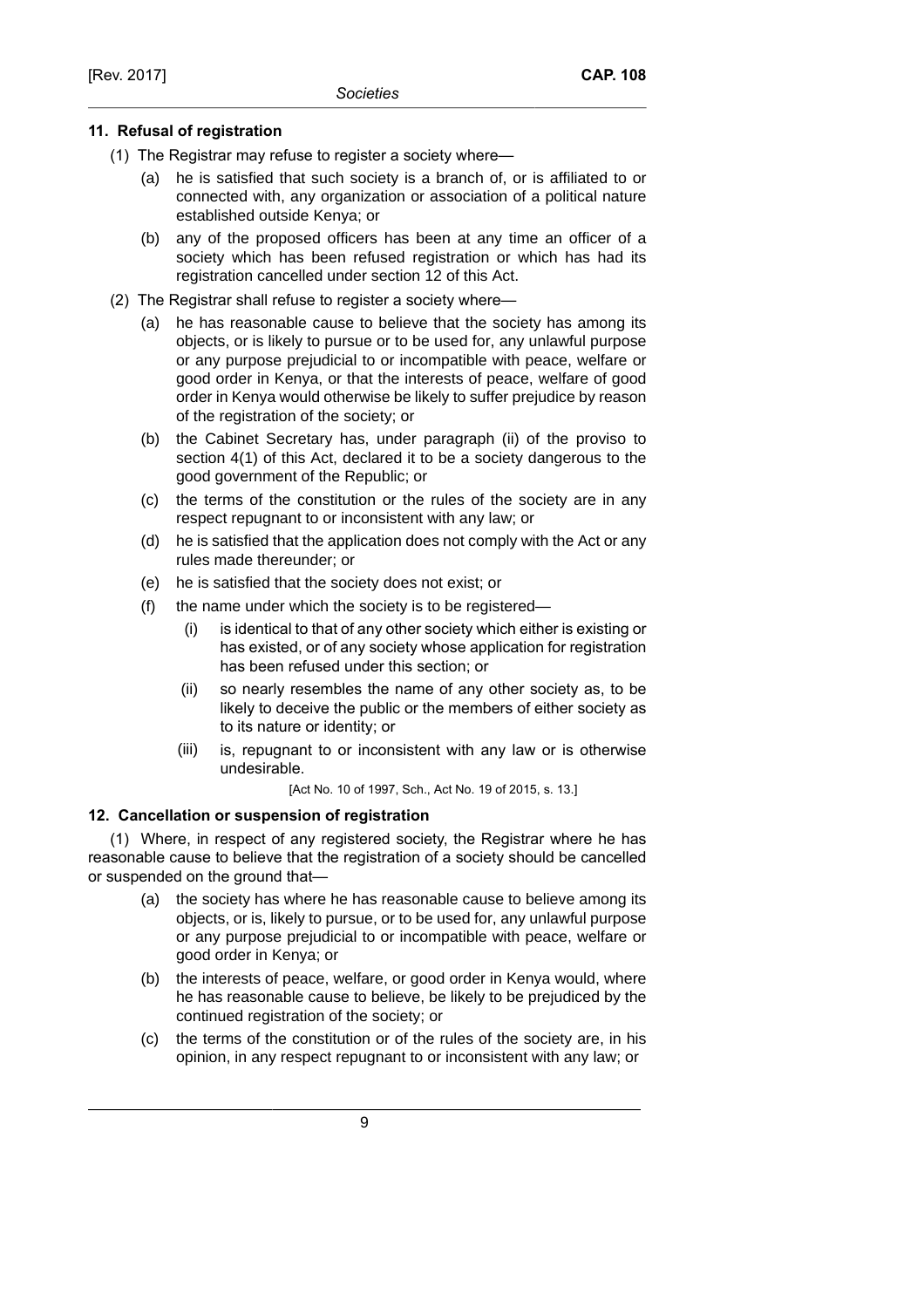### 11. Refusal of registration

(1) The Registrar may refuse to register a society where—

(a) he is satisfied that such society is a branch of, or is affiliated to or connected with, any organization or association of a political nature established outside Kenya; or

(b) any of the proposed officers has been at any time an officer of a society which has been refused registration or which has had its registration cancelled under section 12 of this Act.

(2) The Registrar shall refuse to register a society where—

(a) he has reasonable cause to believe that the society has among its objects, or is likely to pursue or to be used for, any unlawful purpose or any purpose prejudicial to or incompatible with peace, welfare or good order in Kenya, or that the interests of peace, welfare of good order in Kenya would otherwise be likely to suffer prejudice by reason of the registration of the society; or

(b) the Cabinet Secretary has, under paragraph (ii) of the proviso to section 4(1) of this Act, declared it to be a society dangerous to the good government of the Republic; or

(c) the terms of the constitution or the rules of the society are in any respect repugnant to or inconsistent with any law; or

(d) he is satisfied that the application does not comply with the Act or any rules made thereunder; or

(e) he is satisfied that the society does not exist; or

(f) the name under which the society is to be registered—

(i) is identical to that of any other society which either is existing or has existed, or of any society whose application for registration has been refused under this section; or

(ii) so nearly resembles the name of any other society as, to be likely to deceive the public or the members of either society as to its nature or identity; or

(iii) is, repugnant to or inconsistent with any law or is otherwise undesirable.

[Act No. 10 of 1997, Sch., Act No. 19 of 2015, s. 13.]

### 12. Cancellation or suspension of registration

(1) Where, in respect of any registered society, the Registrar where he has reasonable cause to believe that the registration of a society should be cancelled or suspended on the ground that—

(a) the society has where he has reasonable cause to believe among its objects, or is, likely to pursue, or to be used for, any unlawful purpose or any purpose prejudicial to or incompatible with peace, welfare or good order in Kenya; or

(b) the interests of peace, welfare, or good order in Kenya would, where he has reasonable cause to believe, be likely to be prejudiced by the continued registration of the society; or

(c) the terms of the constitution or of the rules of the society are, in his opinion, in any respect repugnant to or inconsistent with any law; or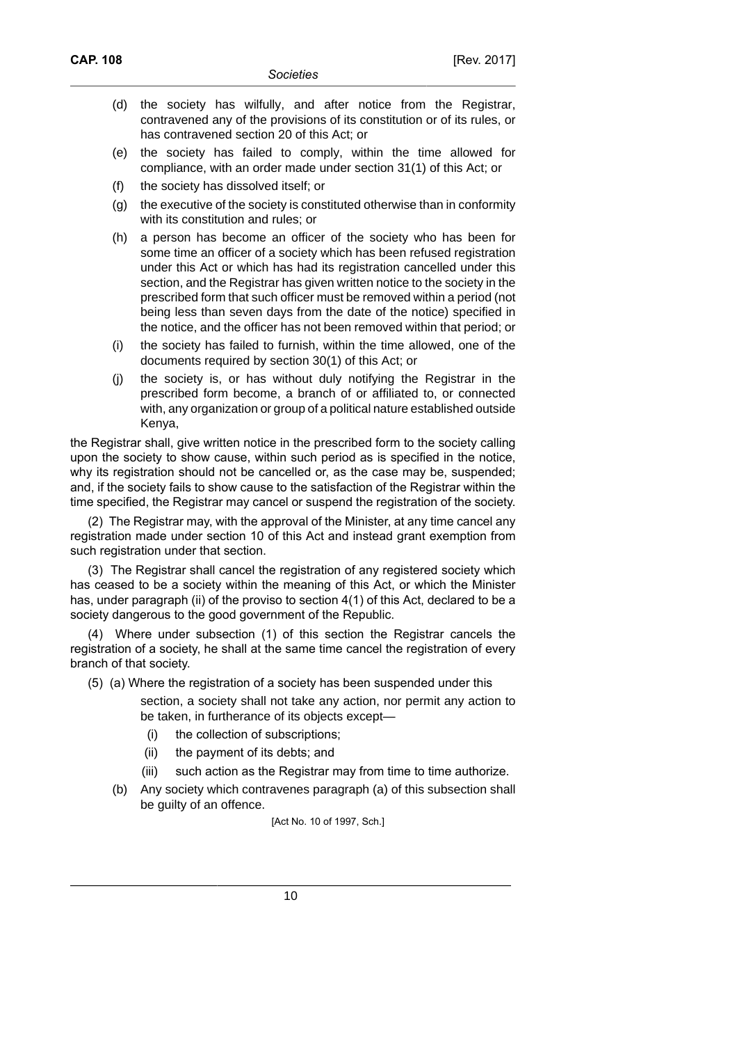(d) the society has wilfully, and after notice from the Registrar, contravened any of the provisions of its constitution or of its rules, or has contravened section 20 of this Act; or

(e) the society has failed to comply, within the time allowed for compliance, with an order made under section 31(1) of this Act; or

(f) the society has dissolved itself; or

(g) the executive of the society is constituted otherwise than in conformity with its constitution and rules; or

(h) a person has become an officer of the society who has been for some time an officer of a society which has been refused registration under this Act or which has had its registration cancelled under this section, and the Registrar has given written notice to the society in the prescribed form that such officer must be removed within a period (not being less than seven days from the date of the notice) specified in the notice, and the officer has not been removed within that period; or

(i) the society has failed to furnish, within the time allowed, one of the documents required by section 30(1) of this Act; or

(j) the society is, or has without duly notifying the Registrar in the prescribed form become, a branch of or affiliated to, or connected with, any organization or group of a political nature established outside Kenya,

the Registrar shall, give written notice in the prescribed form to the society calling upon the society to show cause, within such period as is specified in the notice, why its registration should not be cancelled or, as the case may be, suspended; and, if the society fails to show cause to the satisfaction of the Registrar within the time specified, the Registrar may cancel or suspend the registration of the society.

(2) The Registrar may, with the approval of the Minister, at any time cancel any registration made under section 10 of this Act and instead grant exemption from such registration under that section.

(3) The Registrar shall cancel the registration of any registered society which has ceased to be a society within the meaning of this Act, or which the Minister has, under paragraph (ii) of the proviso to section 4(1) of this Act, declared to be a society dangerous to the good government of the Republic.

(4) Where under subsection (1) of this section the Registrar cancels the registration of a society, he shall at the same time cancel the registration of every branch of that society.

(5) (a) Where the registration of a society has been suspended under this section, a society shall not take any action, nor permit any action to be taken, in furtherance of its objects except—

(i) the collection of subscriptions;

(ii) the payment of its debts; and

(iii) such action as the Registrar may from time to time authorize.

(b) Any society which contravenes paragraph (a) of this subsection shall be guilty of an offence.

[Act No. 10 of 1997, Sch.]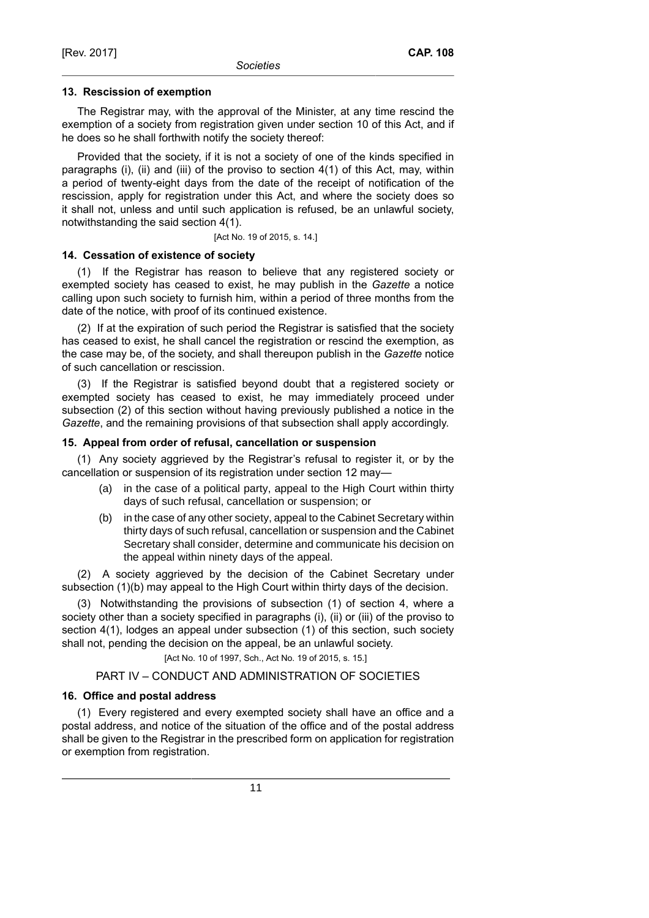### 13. Rescission of exemption

The Registrar may, with the approval of the Minister, at any time rescind the exemption of a society from registration given under section 10 of this Act, and if he does so he shall forthwith notify the society thereof:

Provided that the society, if it is not a society of one of the kinds specified in paragraphs (i), (ii) and (iii) of the proviso to section 4(1) of this Act, may, within a period of twenty-eight days from the date of the receipt of notification of the rescission, apply for registration under this Act, and where the society does so it shall not, unless and until such application is refused, be an unlawful society, notwithstanding the said section 4(1).

[Act No. 19 of 2015, s. 14.]

### 14. Cessation of existence of society

(1) If the Registrar has reason to believe that any registered society or exempted society has ceased to exist, he may publish in the *Gazette* a notice calling upon such society to furnish him, within a period of three months from the date of the notice, with proof of its continued existence.

(2) If at the expiration of such period the Registrar is satisfied that the society has ceased to exist, he shall cancel the registration or rescind the exemption, as the case may be, of the society, and shall thereupon publish in the *Gazette* notice of such cancellation or rescission.

(3) If the Registrar is satisfied beyond doubt that a registered society or exempted society has ceased to exist, he may immediately proceed under subsection (2) of this section without having previously published a notice in the *Gazette*, and the remaining provisions of that subsection shall apply accordingly.

### 15. Appeal from order of refusal, cancellation or suspension

(1) Any society aggrieved by the Registrar's refusal to register it, or by the cancellation or suspension of its registration under section 12 may—

(a) in the case of a political party, appeal to the High Court within thirty days of such refusal, cancellation or suspension; or

(b) in the case of any other society, appeal to the Cabinet Secretary within thirty days of such refusal, cancellation or suspension and the Cabinet Secretary shall consider, determine and communicate his decision on the appeal within ninety days of the appeal.

(2) A society aggrieved by the decision of the Cabinet Secretary under subsection (1)(b) may appeal to the High Court within thirty days of the decision.

(3) Notwithstanding the provisions of subsection (1) of section 4, where a society other than a society specified in paragraphs (i), (ii) or (iii) of the proviso to section 4(1), lodges an appeal under subsection (1) of this section, such society shall not, pending the decision on the appeal, be an unlawful society.

[Act No. 10 of 1997, Sch., Act No. 19 of 2015, s. 15.]

## PART IV – CONDUCT AND ADMINISTRATION OF SOCIETIES

### 16. Office and postal address

(1) Every registered and every exempted society shall have an office and a postal address, and notice of the situation of the office and of the postal address shall be given to the Registrar in the prescribed form on application for registration or exemption from registration.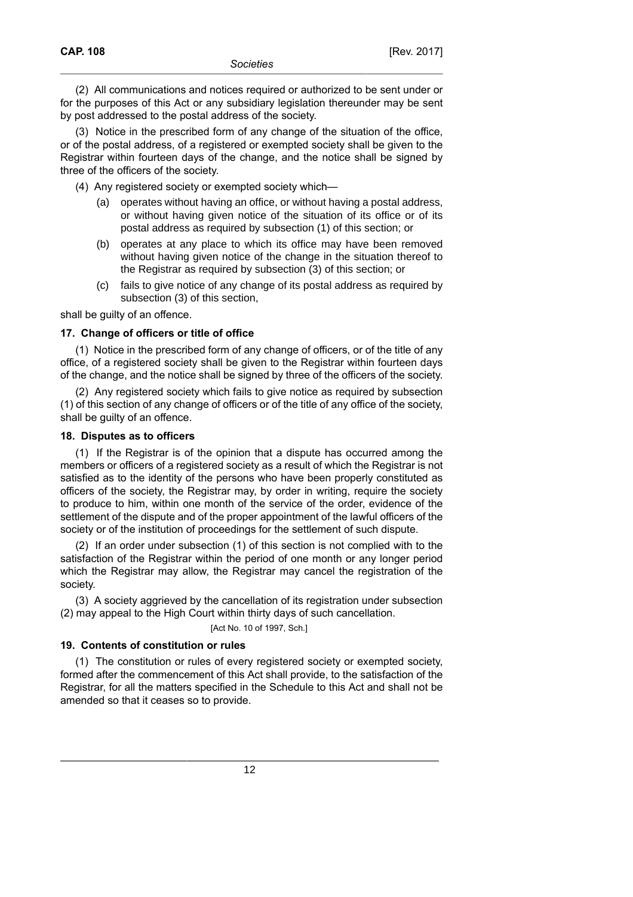(2) All communications and notices required or authorized to be sent under or for the purposes of this Act or any subsidiary legislation thereunder may be sent by post addressed to the postal address of the society.

(3) Notice in the prescribed form of any change of the situation of the office, or of the postal address, of a registered or exempted society shall be given to the Registrar within fourteen days of the change, and the notice shall be signed by three of the officers of the society.

(4) Any registered society or exempted society which—

(a) operates without having an office, or without having a postal address, or without having given notice of the situation of its office or of its postal address as required by subsection (1) of this section; or

(b) operates at any place to which its office may have been removed without having given notice of the change in the situation thereof to the Registrar as required by subsection (3) of this section; or

(c) fails to give notice of any change of its postal address as required by subsection (3) of this section,

shall be guilty of an offence.

### 17. Change of officers or title of office

(1) Notice in the prescribed form of any change of officers, or of the title of any office, of a registered society shall be given to the Registrar within fourteen days of the change, and the notice shall be signed by three of the officers of the society.

(2) Any registered society which fails to give notice as required by subsection (1) of this section of any change of officers or of the title of any office of the society, shall be guilty of an offence.

### 18. Disputes as to officers

(1) If the Registrar is of the opinion that a dispute has occurred among the members or officers of a registered society as a result of which the Registrar is not satisfied as to the identity of the persons who have been properly constituted as officers of the society, the Registrar may, by order in writing, require the society to produce to him, within one month of the service of the order, evidence of the settlement of the dispute and of the proper appointment of the lawful officers of the society or of the institution of proceedings for the settlement of such dispute.

(2) If an order under subsection (1) of this section is not complied with to the satisfaction of the Registrar within the period of one month or any longer period which the Registrar may allow, the Registrar may cancel the registration of the society.

(3) A society aggrieved by the cancellation of its registration under subsection (2) may appeal to the High Court within thirty days of such cancellation.

[Act No. 10 of 1997, Sch.]

### 19. Contents of constitution or rules

(1) The constitution or rules of every registered society or exempted society, formed after the commencement of this Act shall provide, to the satisfaction of the Registrar, for all the matters specified in the Schedule to this Act and shall not be amended so that it ceases so to provide.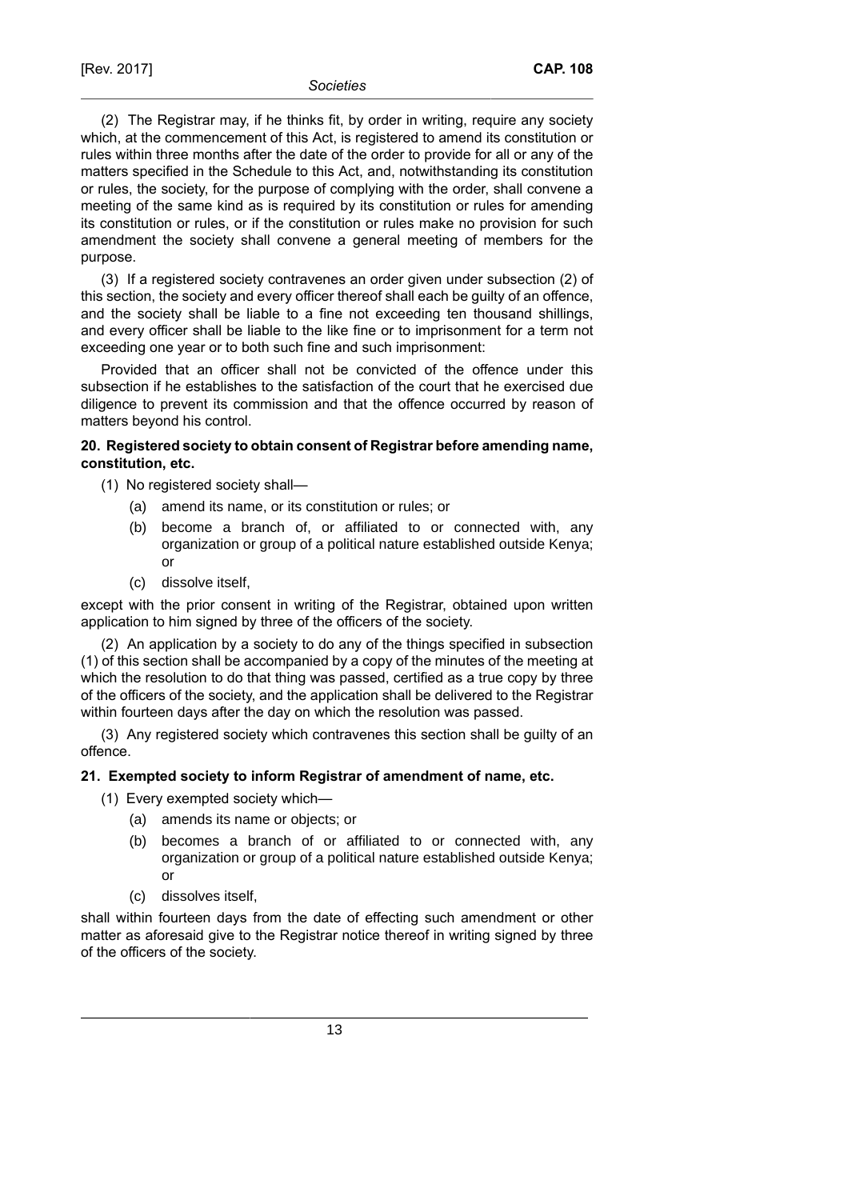(2) The Registrar may, if he thinks fit, by order in writing, require any society which, at the commencement of this Act, is registered to amend its constitution or rules within three months after the date of the order to provide for all or any of the matters specified in the Schedule to this Act, and, notwithstanding its constitution or rules, the society, for the purpose of complying with the order, shall convene a meeting of the same kind as is required by its constitution or rules for amending its constitution or rules, or if the constitution or rules make no provision for such amendment the society shall convene a general meeting of members for the purpose.

(3) If a registered society contravenes an order given under subsection (2) of this section, the society and every officer thereof shall each be guilty of an offence, and the society shall be liable to a fine not exceeding ten thousand shillings, and every officer shall be liable to the like fine or to imprisonment for a term not exceeding one year or to both such fine and such imprisonment:

Provided that an officer shall not be convicted of the offence under this subsection if he establishes to the satisfaction of the court that he exercised due diligence to prevent its commission and that the offence occurred by reason of matters beyond his control.

**20. Registered society to obtain consent of Registrar before amending name, constitution, etc.**

(1) No registered society shall—

(a) amend its name, or its constitution or rules; or

(b) become a branch of, or affiliated to or connected with, any organization or group of a political nature established outside Kenya; or

(c) dissolve itself,

except with the prior consent in writing of the Registrar, obtained upon written application to him signed by three of the officers of the society.

(2) An application by a society to do any of the things specified in subsection (1) of this section shall be accompanied by a copy of the minutes of the meeting at which the resolution to do that thing was passed, certified as a true copy by three of the officers of the society, and the application shall be delivered to the Registrar within fourteen days after the day on which the resolution was passed.

(3) Any registered society which contravenes this section shall be guilty of an offence.

**21. Exempted society to inform Registrar of amendment of name, etc.**

(1) Every exempted society which—

(a) amends its name or objects; or

(b) becomes a branch of or affiliated to or connected with, any organization or group of a political nature established outside Kenya; or

(c) dissolves itself,

shall within fourteen days from the date of effecting such amendment or other matter as aforesaid give to the Registrar notice thereof in writing signed by three of the officers of the society.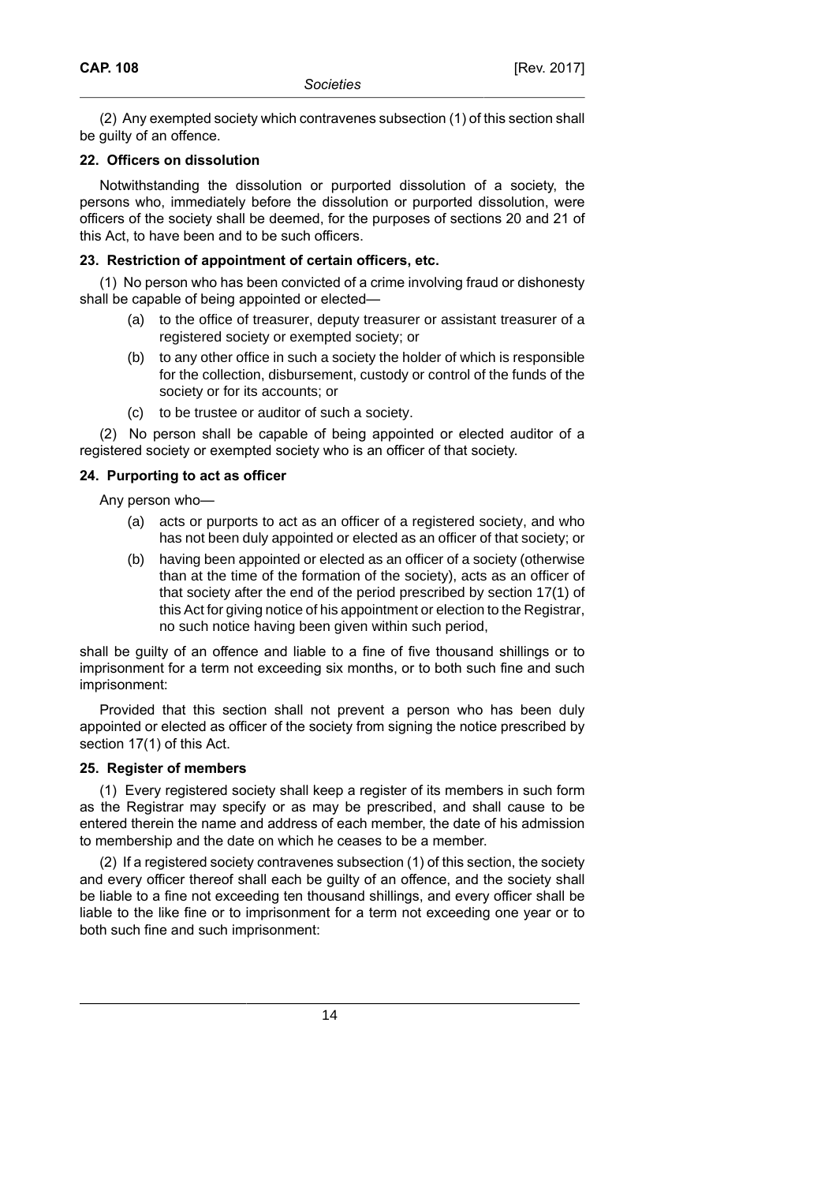(2) Any exempted society which contravenes subsection (1) of this section shall be guilty of an offence.

### 22. Officers on dissolution

Notwithstanding the dissolution or purported dissolution of a society, the persons who, immediately before the dissolution or purported dissolution, were officers of the society shall be deemed, for the purposes of sections 20 and 21 of this Act, to have been and to be such officers.

### 23. Restriction of appointment of certain officers, etc.

(1) No person who has been convicted of a crime involving fraud or dishonesty shall be capable of being appointed or elected—

- (a) to the office of treasurer, deputy treasurer or assistant treasurer of a registered society or exempted society; or
- (b) to any other office in such a society the holder of which is responsible for the collection, disbursement, custody or control of the funds of the society or for its accounts; or
- (c) to be trustee or auditor of such a society.

(2) No person shall be capable of being appointed or elected auditor of a registered society or exempted society who is an officer of that society.

### 24. Purporting to act as officer

Any person who—

- (a) acts or purports to act as an officer of a registered society, and who has not been duly appointed or elected as an officer of that society; or
- (b) having been appointed or elected as an officer of a society (otherwise than at the time of the formation of the society), acts as an officer of that society after the end of the period prescribed by section 17(1) of this Act for giving notice of his appointment or election to the Registrar, no such notice having been given within such period,

shall be guilty of an offence and liable to a fine of five thousand shillings or to imprisonment for a term not exceeding six months, or to both such fine and such imprisonment:

Provided that this section shall not prevent a person who has been duly appointed or elected as officer of the society from signing the notice prescribed by section 17(1) of this Act.

### 25. Register of members

(1) Every registered society shall keep a register of its members in such form as the Registrar may specify or as may be prescribed, and shall cause to be entered therein the name and address of each member, the date of his admission to membership and the date on which he ceases to be a member.

(2) If a registered society contravenes subsection (1) of this section, the society and every officer thereof shall each be guilty of an offence, and the society shall be liable to a fine not exceeding ten thousand shillings, and every officer shall be liable to the like fine or to imprisonment for a term not exceeding one year or to both such fine and such imprisonment: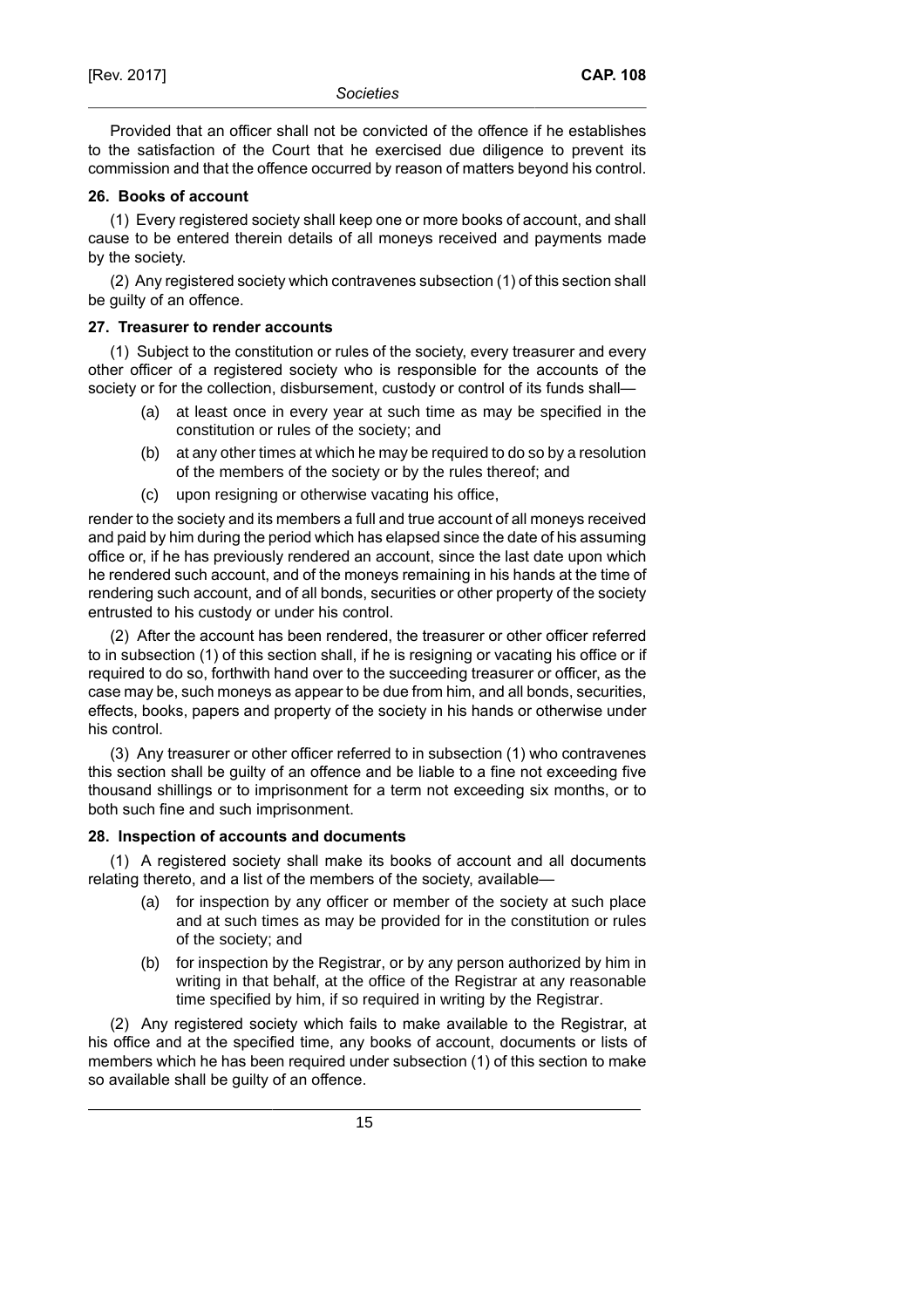Provided that an officer shall not be convicted of the offence if he establishes to the satisfaction of the Court that he exercised due diligence to prevent its commission and that the offence occurred by reason of matters beyond his control.

### 26. Books of account

(1) Every registered society shall keep one or more books of account, and shall cause to be entered therein details of all moneys received and payments made by the society.

(2) Any registered society which contravenes subsection (1) of this section shall be guilty of an offence.

### 27. Treasurer to render accounts

(1) Subject to the constitution or rules of the society, every treasurer and every other officer of a registered society who is responsible for the accounts of the society or for the collection, disbursement, custody or control of its funds shall—

- (a) at least once in every year at such time as may be specified in the constitution or rules of the society; and
- (b) at any other times at which he may be required to do so by a resolution of the members of the society or by the rules thereof; and
- (c) upon resigning or otherwise vacating his office,

render to the society and its members a full and true account of all moneys received and paid by him during the period which has elapsed since the date of his assuming office or, if he has previously rendered an account, since the last date upon which he rendered such account, and of the moneys remaining in his hands at the time of rendering such account, and of all bonds, securities or other property of the society entrusted to his custody or under his control.

(2) After the account has been rendered, the treasurer or other officer referred to in subsection (1) of this section shall, if he is resigning or vacating his office or if required to do so, forthwith hand over to the succeeding treasurer or officer, as the case may be, such moneys as appear to be due from him, and all bonds, securities, effects, books, papers and property of the society in his hands or otherwise under his control.

(3) Any treasurer or other officer referred to in subsection (1) who contravenes this section shall be guilty of an offence and be liable to a fine not exceeding five thousand shillings or to imprisonment for a term not exceeding six months, or to both such fine and such imprisonment.

### 28. Inspection of accounts and documents

(1) A registered society shall make its books of account and all documents relating thereto, and a list of the members of the society, available—

- (a) for inspection by any officer or member of the society at such place and at such times as may be provided for in the constitution or rules of the society; and
- (b) for inspection by the Registrar, or by any person authorized by him in writing in that behalf, at the office of the Registrar at any reasonable time specified by him, if so required in writing by the Registrar.

(2) Any registered society which fails to make available to the Registrar, at his office and at the specified time, any books of account, documents or lists of members which he has been required under subsection (1) of this section to make so available shall be guilty of an offence.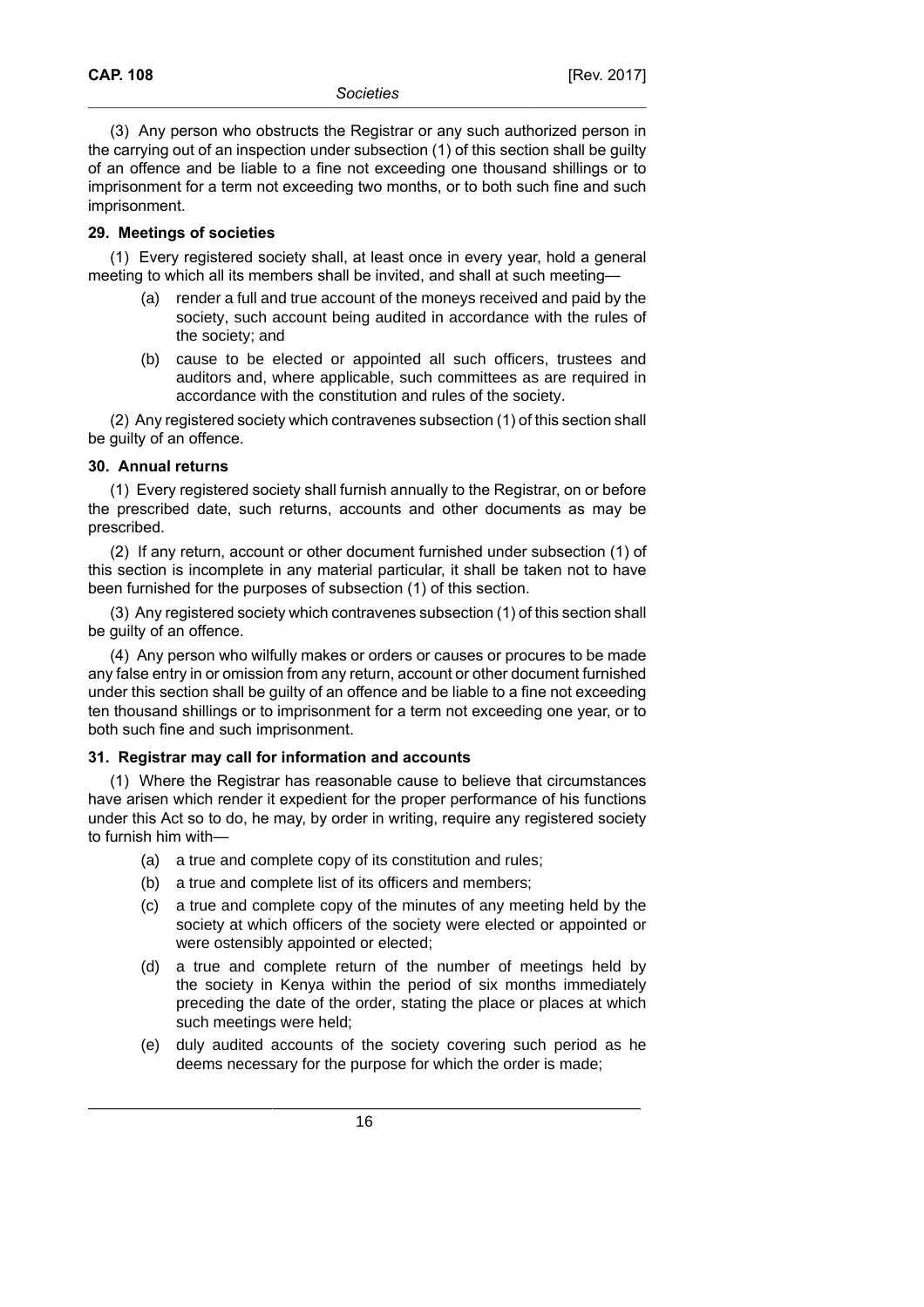(3) Any person who obstructs the Registrar or any such authorized person in the carrying out of an inspection under subsection (1) of this section shall be guilty of an offence and be liable to a fine not exceeding one thousand shillings or to imprisonment for a term not exceeding two months, or to both such fine and such imprisonment.

**29. Meetings of societies**

(1) Every registered society shall, at least once in every year, hold a general meeting to which all its members shall be invited, and shall at such meeting—

(a) render a full and true account of the moneys received and paid by the society, such account being audited in accordance with the rules of the society; and

(b) cause to be elected or appointed all such officers, trustees and auditors and, where applicable, such committees as are required in accordance with the constitution and rules of the society.

(2) Any registered society which contravenes subsection (1) of this section shall be guilty of an offence.

**30. Annual returns**

(1) Every registered society shall furnish annually to the Registrar, on or before the prescribed date, such returns, accounts and other documents as may be prescribed.

(2) If any return, account or other document furnished under subsection (1) of this section is incomplete in any material particular, it shall be taken not to have been furnished for the purposes of subsection (1) of this section.

(3) Any registered society which contravenes subsection (1) of this section shall be guilty of an offence.

(4) Any person who wilfully makes or orders or causes or procures to be made any false entry in or omission from any return, account or other document furnished under this section shall be guilty of an offence and be liable to a fine not exceeding ten thousand shillings or to imprisonment for a term not exceeding one year, or to both such fine and such imprisonment.

**31. Registrar may call for information and accounts**

(1) Where the Registrar has reasonable cause to believe that circumstances have arisen which render it expedient for the proper performance of his functions under this Act so to do, he may, by order in writing, require any registered society to furnish him with—

(a) a true and complete copy of its constitution and rules;

(b) a true and complete list of its officers and members;

(c) a true and complete copy of the minutes of any meeting held by the society at which officers of the society were elected or appointed or were ostensibly appointed or elected;

(d) a true and complete return of the number of meetings held by the society in Kenya within the period of six months immediately preceding the date of the order, stating the place or places at which such meetings were held;

(e) duly audited accounts of the society covering such period as he deems necessary for the purpose for which the order is made;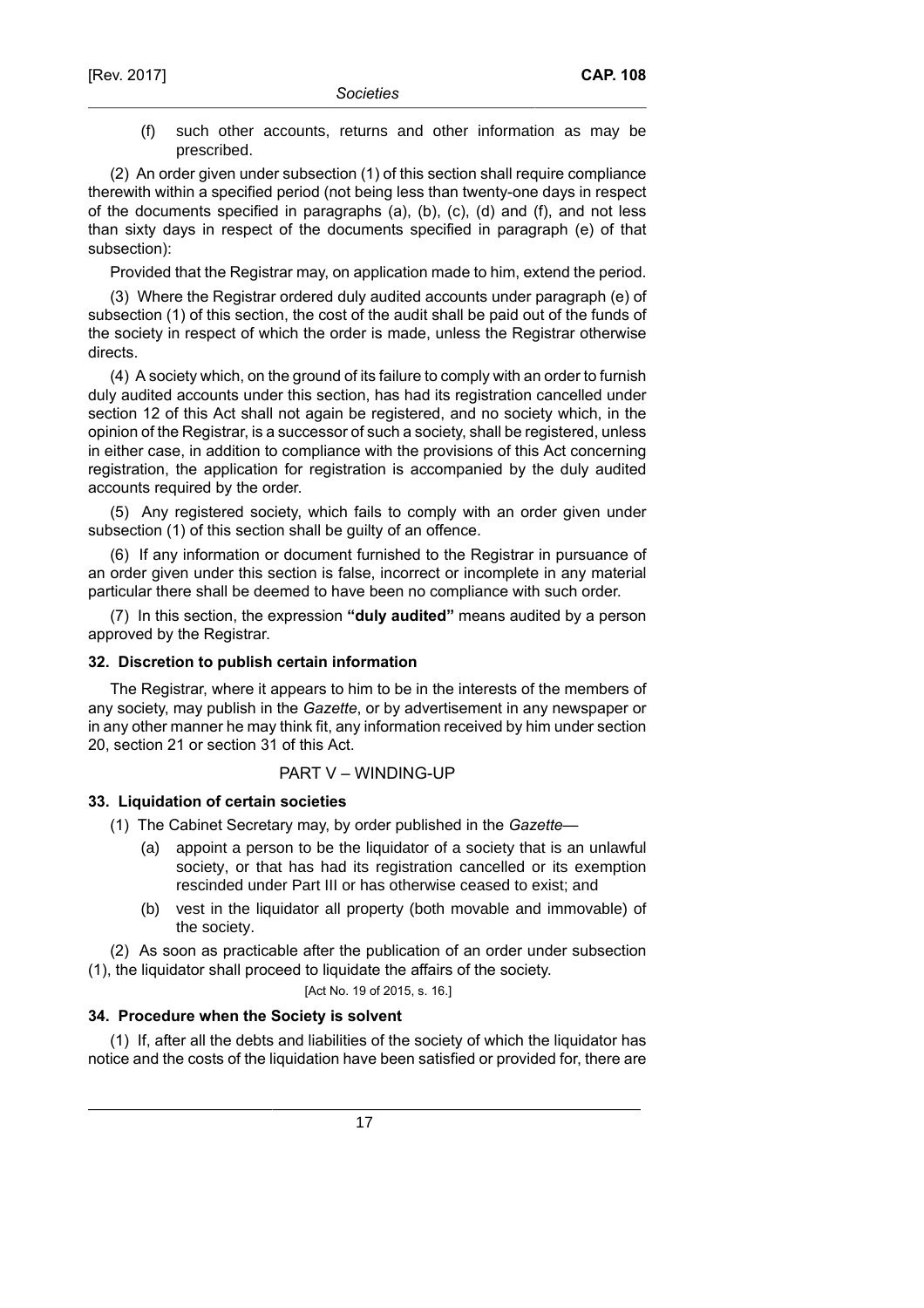(f) such other accounts, returns and other information as may be prescribed.

(2) An order given under subsection (1) of this section shall require compliance therewith within a specified period (not being less than twenty-one days in respect of the documents specified in paragraphs (a), (b), (c), (d) and (f), and not less than sixty days in respect of the documents specified in paragraph (e) of that subsection):

Provided that the Registrar may, on application made to him, extend the period.

(3) Where the Registrar ordered duly audited accounts under paragraph (e) of subsection (1) of this section, the cost of the audit shall be paid out of the funds of the society in respect of which the order is made, unless the Registrar otherwise directs.

(4) A society which, on the ground of its failure to comply with an order to furnish duly audited accounts under this section, has had its registration cancelled under section 12 of this Act shall not again be registered, and no society which, in the opinion of the Registrar, is a successor of such a society, shall be registered, unless in either case, in addition to compliance with the provisions of this Act concerning registration, the application for registration is accompanied by the duly audited accounts required by the order.

(5) Any registered society, which fails to comply with an order given under subsection (1) of this section shall be guilty of an offence.

(6) If any information or document furnished to the Registrar in pursuance of an order given under this section is false, incorrect or incomplete in any material particular there shall be deemed to have been no compliance with such order.

(7) In this section, the expression **"duly audited"** means audited by a person approved by the Registrar.

### 32. Discretion to publish certain information

The Registrar, where it appears to him to be in the interests of the members of any society, may publish in the *Gazette*, or by advertisement in any newspaper or in any other manner he may think fit, any information received by him under section 20, section 21 or section 31 of this Act.

## PART V – WINDING-UP

### 33. Liquidation of certain societies

(1) The Cabinet Secretary may, by order published in the *Gazette*—

(a) appoint a person to be the liquidator of a society that is an unlawful society, or that has had its registration cancelled or its exemption rescinded under Part III or has otherwise ceased to exist; and

(b) vest in the liquidator all property (both movable and immovable) of the society.

(2) As soon as practicable after the publication of an order under subsection (1), the liquidator shall proceed to liquidate the affairs of the society.

[Act No. 19 of 2015, s. 16.]

### 34. Procedure when the Society is solvent

(1) If, after all the debts and liabilities of the society of which the liquidator has notice and the costs of the liquidation have been satisfied or provided for, there are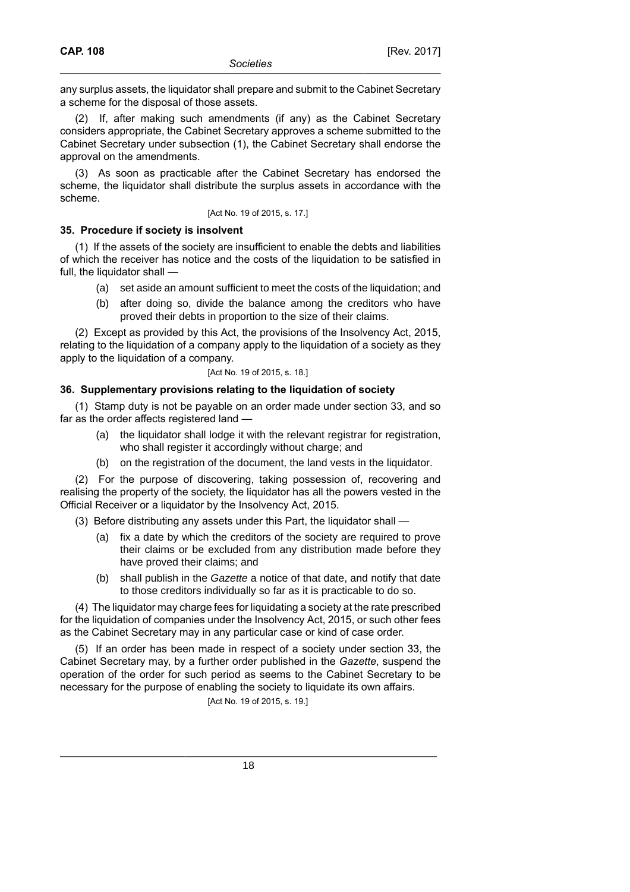any surplus assets, the liquidator shall prepare and submit to the Cabinet Secretary a scheme for the disposal of those assets.

(2) If, after making such amendments (if any) as the Cabinet Secretary considers appropriate, the Cabinet Secretary approves a scheme submitted to the Cabinet Secretary under subsection (1), the Cabinet Secretary shall endorse the approval on the amendments.

(3) As soon as practicable after the Cabinet Secretary has endorsed the scheme, the liquidator shall distribute the surplus assets in accordance with the scheme.

[Act No. 19 of 2015, s. 17.]

### 35. Procedure if society is insolvent

(1) If the assets of the society are insufficient to enable the debts and liabilities of which the receiver has notice and the costs of the liquidation to be satisfied in full, the liquidator shall —

(a) set aside an amount sufficient to meet the costs of the liquidation; and

(b) after doing so, divide the balance among the creditors who have proved their debts in proportion to the size of their claims.

(2) Except as provided by this Act, the provisions of the Insolvency Act, 2015, relating to the liquidation of a company apply to the liquidation of a society as they apply to the liquidation of a company.

[Act No. 19 of 2015, s. 18.]

### 36. Supplementary provisions relating to the liquidation of society

(1) Stamp duty is not be payable on an order made under section 33, and so far as the order affects registered land —

(a) the liquidator shall lodge it with the relevant registrar for registration, who shall register it accordingly without charge; and

(b) on the registration of the document, the land vests in the liquidator.

(2) For the purpose of discovering, taking possession of, recovering and realising the property of the society, the liquidator has all the powers vested in the Official Receiver or a liquidator by the Insolvency Act, 2015.

(3) Before distributing any assets under this Part, the liquidator shall —

(a) fix a date by which the creditors of the society are required to prove their claims or be excluded from any distribution made before they have proved their claims; and

(b) shall publish in the *Gazette* a notice of that date, and notify that date to those creditors individually so far as it is practicable to do so.

(4) The liquidator may charge fees for liquidating a society at the rate prescribed for the liquidation of companies under the Insolvency Act, 2015, or such other fees as the Cabinet Secretary may in any particular case or kind of case order.

(5) If an order has been made in respect of a society under section 33, the Cabinet Secretary may, by a further order published in the *Gazette*, suspend the operation of the order for such period as seems to the Cabinet Secretary to be necessary for the purpose of enabling the society to liquidate its own affairs.

[Act No. 19 of 2015, s. 19.]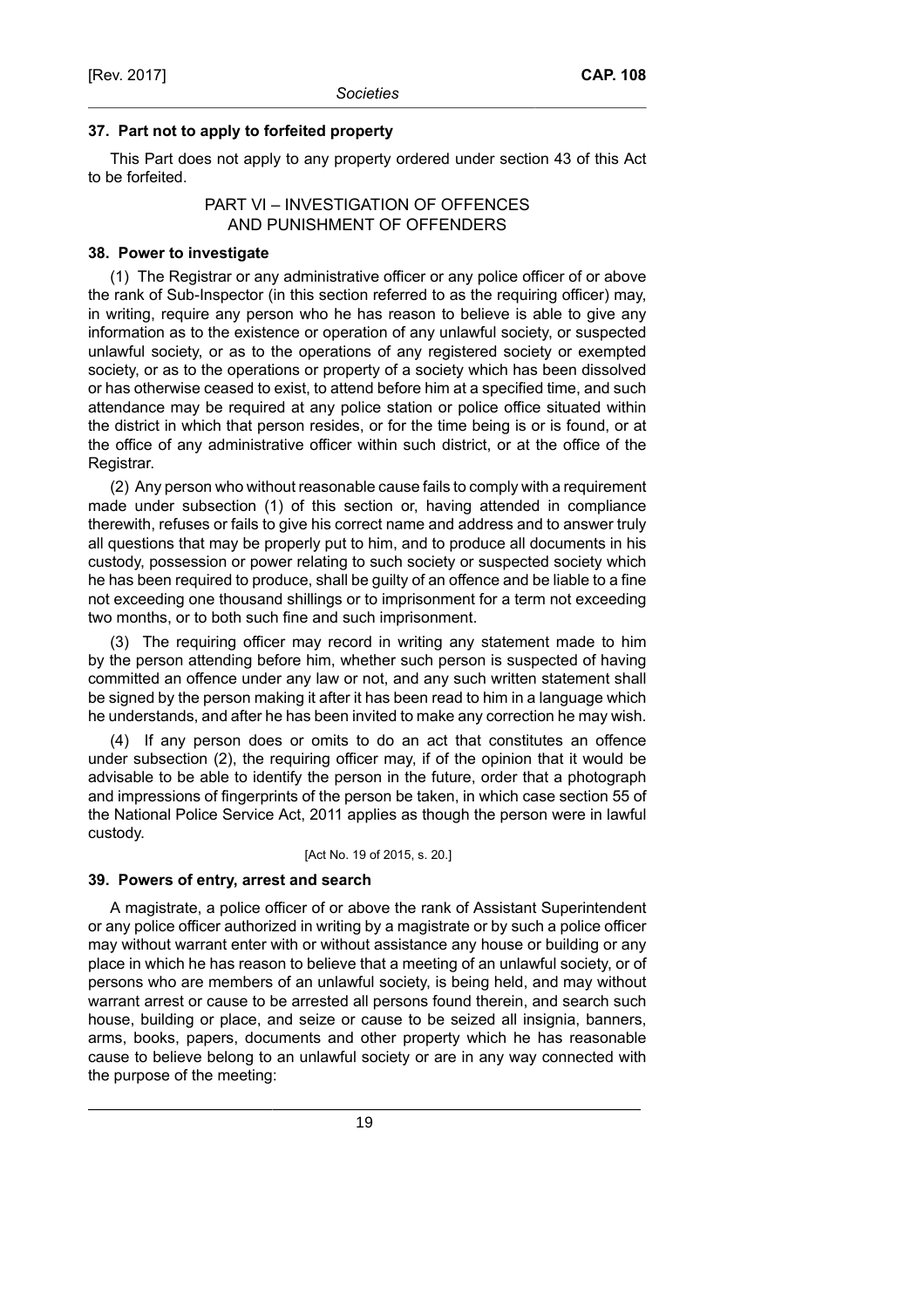### 37. Part not to apply to forfeited property

This Part does not apply to any property ordered under section 43 of this Act to be forfeited.

## PART VI – INVESTIGATION OF OFFENCES AND PUNISHMENT OF OFFENDERS

### 38. Power to investigate

(1) The Registrar or any administrative officer or any police officer of or above the rank of Sub-Inspector (in this section referred to as the requiring officer) may, in writing, require any person who he has reason to believe is able to give any information as to the existence or operation of any unlawful society, or suspected unlawful society, or as to the operations of any registered society or exempted society, or as to the operations or property of a society which has been dissolved or has otherwise ceased to exist, to attend before him at a specified time, and such attendance may be required at any police station or police office situated within the district in which that person resides, or for the time being is or is found, or at the office of any administrative officer within such district, or at the office of the Registrar.

(2) Any person who without reasonable cause fails to comply with a requirement made under subsection (1) of this section or, having attended in compliance therewith, refuses or fails to give his correct name and address and to answer truly all questions that may be properly put to him, and to produce all documents in his custody, possession or power relating to such society or suspected society which he has been required to produce, shall be guilty of an offence and be liable to a fine not exceeding one thousand shillings or to imprisonment for a term not exceeding two months, or to both such fine and such imprisonment.

(3) The requiring officer may record in writing any statement made to him by the person attending before him, whether such person is suspected of having committed an offence under any law or not, and any such written statement shall be signed by the person making it after it has been read to him in a language which he understands, and after he has been invited to make any correction he may wish.

(4) If any person does or omits to do an act that constitutes an offence under subsection (2), the requiring officer may, if of the opinion that it would be advisable to be able to identify the person in the future, order that a photograph and impressions of fingerprints of the person be taken, in which case section 55 of the National Police Service Act, 2011 applies as though the person were in lawful custody.

[Act No. 19 of 2015, s. 20.]

### 39. Powers of entry, arrest and search

A magistrate, a police officer of or above the rank of Assistant Superintendent or any police officer authorized in writing by a magistrate or by such a police officer may without warrant enter with or without assistance any house or building or any place in which he has reason to believe that a meeting of an unlawful society, or of persons who are members of an unlawful society, is being held, and may without warrant arrest or cause to be arrested all persons found therein, and search such house, building or place, and seize or cause to be seized all insignia, banners, arms, books, papers, documents and other property which he has reasonable cause to believe belong to an unlawful society or are in any way connected with the purpose of the meeting: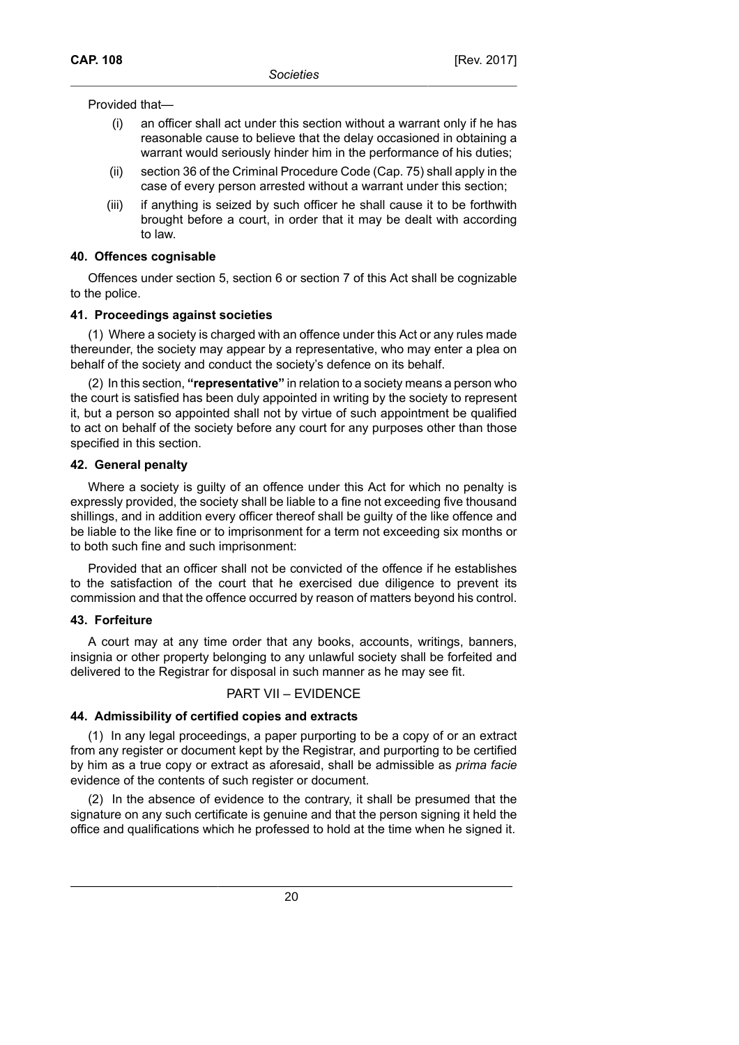Provided that—

(i) an officer shall act under this section without a warrant only if he has reasonable cause to believe that the delay occasioned in obtaining a warrant would seriously hinder him in the performance of his duties;

(ii) section 36 of the Criminal Procedure Code (Cap. 75) shall apply in the case of every person arrested without a warrant under this section;

(iii) if anything is seized by such officer he shall cause it to be forthwith brought before a court, in order that it may be dealt with according to law.

### 40. Offences cognisable

Offences under section 5, section 6 or section 7 of this Act shall be cognizable to the police.

### 41. Proceedings against societies

(1) Where a society is charged with an offence under this Act or any rules made thereunder, the society may appear by a representative, who may enter a plea on behalf of the society and conduct the society's defence on its behalf.

(2) In this section, **"representative"** in relation to a society means a person who the court is satisfied has been duly appointed in writing by the society to represent it, but a person so appointed shall not by virtue of such appointment be qualified to act on behalf of the society before any court for any purposes other than those specified in this section.

### 42. General penalty

Where a society is guilty of an offence under this Act for which no penalty is expressly provided, the society shall be liable to a fine not exceeding five thousand shillings, and in addition every officer thereof shall be guilty of the like offence and be liable to the like fine or to imprisonment for a term not exceeding six months or to both such fine and such imprisonment:

Provided that an officer shall not be convicted of the offence if he establishes to the satisfaction of the court that he exercised due diligence to prevent its commission and that the offence occurred by reason of matters beyond his control.

### 43. Forfeiture

A court may at any time order that any books, accounts, writings, banners, insignia or other property belonging to any unlawful society shall be forfeited and delivered to the Registrar for disposal in such manner as he may see fit.

## PART VII – EVIDENCE

### 44. Admissibility of certified copies and extracts

(1) In any legal proceedings, a paper purporting to be a copy of or an extract from any register or document kept by the Registrar, and purporting to be certified by him as a true copy or extract as aforesaid, shall be admissible as *prima facie* evidence of the contents of such register or document.

(2) In the absence of evidence to the contrary, it shall be presumed that the signature on any such certificate is genuine and that the person signing it held the office and qualifications which he professed to hold at the time when he signed it.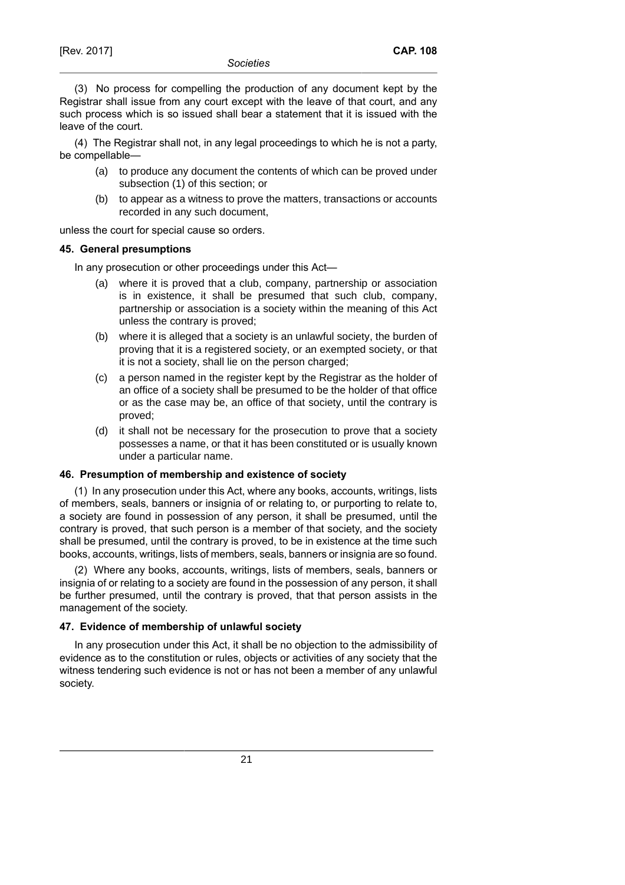(3) No process for compelling the production of any document kept by the Registrar shall issue from any court except with the leave of that court, and any such process which is so issued shall bear a statement that it is issued with the leave of the court.

(4) The Registrar shall not, in any legal proceedings to which he is not a party, be compellable—

(a) to produce any document the contents of which can be proved under subsection (1) of this section; or

(b) to appear as a witness to prove the matters, transactions or accounts recorded in any such document,

unless the court for special cause so orders.

**45. General presumptions**

In any prosecution or other proceedings under this Act—

(a) where it is proved that a club, company, partnership or association is in existence, it shall be presumed that such club, company, partnership or association is a society within the meaning of this Act unless the contrary is proved;

(b) where it is alleged that a society is an unlawful society, the burden of proving that it is a registered society, or an exempted society, or that it is not a society, shall lie on the person charged;

(c) a person named in the register kept by the Registrar as the holder of an office of a society shall be presumed to be the holder of that office or as the case may be, an office of that society, until the contrary is proved;

(d) it shall not be necessary for the prosecution to prove that a society possesses a name, or that it has been constituted or is usually known under a particular name.

**46. Presumption of membership and existence of society**

(1) In any prosecution under this Act, where any books, accounts, writings, lists of members, seals, banners or insignia of or relating to, or purporting to relate to, a society are found in possession of any person, it shall be presumed, until the contrary is proved, that such person is a member of that society, and the society shall be presumed, until the contrary is proved, to be in existence at the time such books, accounts, writings, lists of members, seals, banners or insignia are so found.

(2) Where any books, accounts, writings, lists of members, seals, banners or insignia of or relating to a society are found in the possession of any person, it shall be further presumed, until the contrary is proved, that that person assists in the management of the society.

**47. Evidence of membership of unlawful society**

In any prosecution under this Act, it shall be no objection to the admissibility of evidence as to the constitution or rules, objects or activities of any society that the witness tendering such evidence is not or has not been a member of any unlawful society.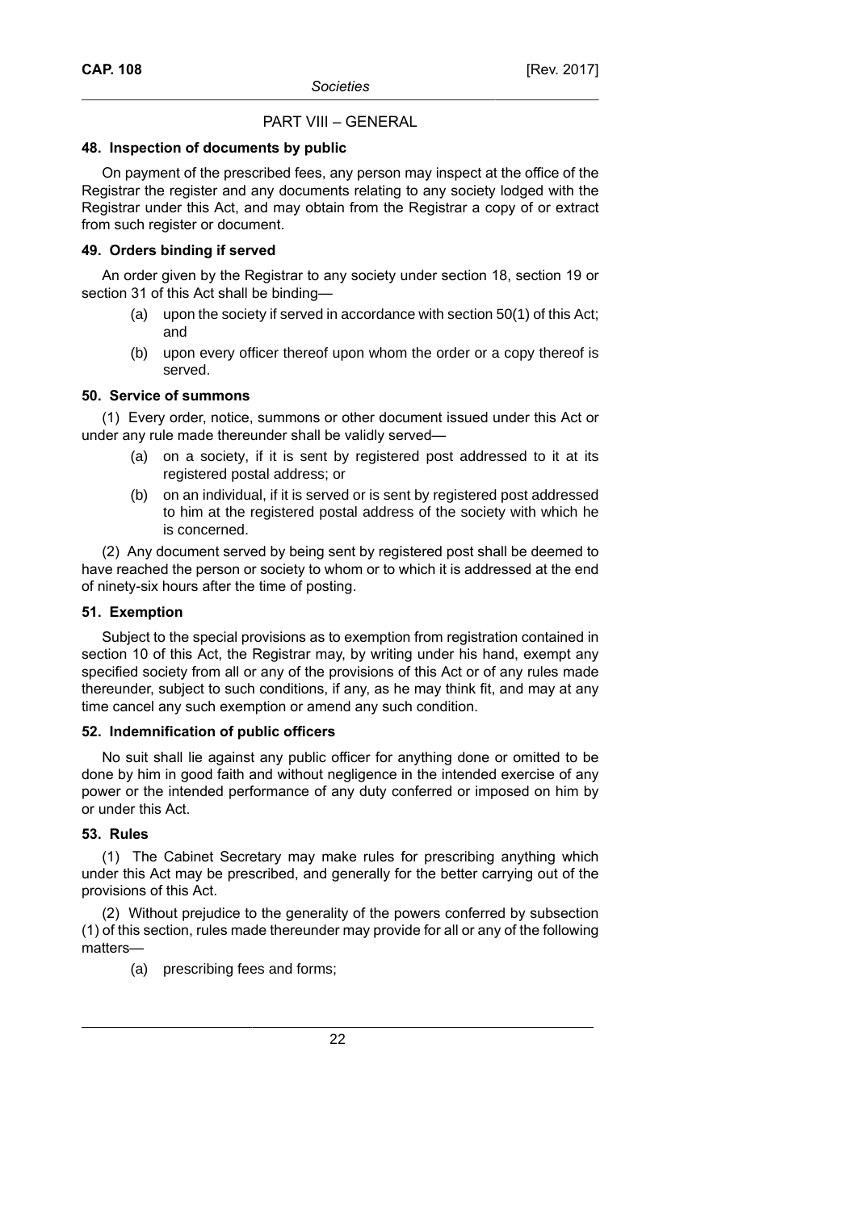## PART VIII – GENERAL

### 48. Inspection of documents by public

On payment of the prescribed fees, any person may inspect at the office of the Registrar the register and any documents relating to any society lodged with the Registrar under this Act, and may obtain from the Registrar a copy of or extract from such register or document.

### 49. Orders binding if served

An order given by the Registrar to any society under section 18, section 19 or section 31 of this Act shall be binding—

(a) upon the society if served in accordance with section 50(1) of this Act; and

(b) upon every officer thereof upon whom the order or a copy thereof is served.

### 50. Service of summons

(1) Every order, notice, summons or other document issued under this Act or under any rule made thereunder shall be validly served—

(a) on a society, if it is sent by registered post addressed to it at its registered postal address; or

(b) on an individual, if it is served or is sent by registered post addressed to him at the registered postal address of the society with which he is concerned.

(2) Any document served by being sent by registered post shall be deemed to have reached the person or society to whom or to which it is addressed at the end of ninety-six hours after the time of posting.

### 51. Exemption

Subject to the special provisions as to exemption from registration contained in section 10 of this Act, the Registrar may, by writing under his hand, exempt any specified society from all or any of the provisions of this Act or of any rules made thereunder, subject to such conditions, if any, as he may think fit, and may at any time cancel any such exemption or amend any such condition.

### 52. Indemnification of public officers

No suit shall lie against any public officer for anything done or omitted to be done by him in good faith and without negligence in the intended exercise of any power or the intended performance of any duty conferred or imposed on him by or under this Act.

### 53. Rules

(1) The Cabinet Secretary may make rules for prescribing anything which under this Act may be prescribed, and generally for the better carrying out of the provisions of this Act.

(2) Without prejudice to the generality of the powers conferred by subsection (1) of this section, rules made thereunder may provide for all or any of the following matters—

(a) prescribing fees and forms;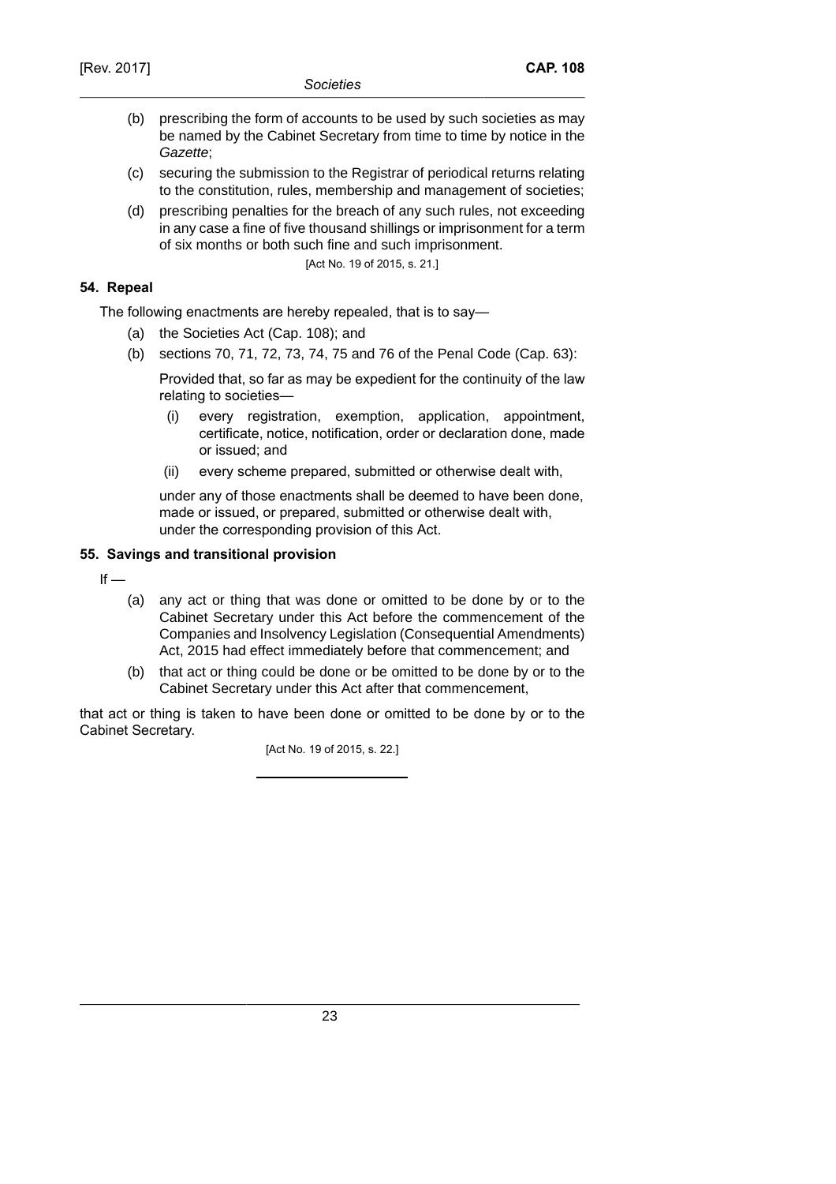(b) prescribing the form of accounts to be used by such societies as may be named by the Cabinet Secretary from time to time by notice in the *Gazette*;

(c) securing the submission to the Registrar of periodical returns relating to the constitution, rules, membership and management of societies;

(d) prescribing penalties for the breach of any such rules, not exceeding in any case a fine of five thousand shillings or imprisonment for a term of six months or both such fine and such imprisonment.

[Act No. 19 of 2015, s. 21.]

**54. Repeal**

The following enactments are hereby repealed, that is to say—

(a) the Societies Act (Cap. 108); and

(b) sections 70, 71, 72, 73, 74, 75 and 76 of the Penal Code (Cap. 63):

Provided that, so far as may be expedient for the continuity of the law relating to societies—

(i) every registration, exemption, application, appointment, certificate, notice, notification, order or declaration done, made or issued; and

(ii) every scheme prepared, submitted or otherwise dealt with,

under any of those enactments shall be deemed to have been done, made or issued, or prepared, submitted or otherwise dealt with, under the corresponding provision of this Act.

**55. Savings and transitional provision**

If —

(a) any act or thing that was done or omitted to be done by or to the Cabinet Secretary under this Act before the commencement of the Companies and Insolvency Legislation (Consequential Amendments) Act, 2015 had effect immediately before that commencement; and

(b) that act or thing could be done or be omitted to be done by or to the Cabinet Secretary under this Act after that commencement,

that act or thing is taken to have been done or omitted to be done by or to the Cabinet Secretary.

[Act No. 19 of 2015, s. 22.]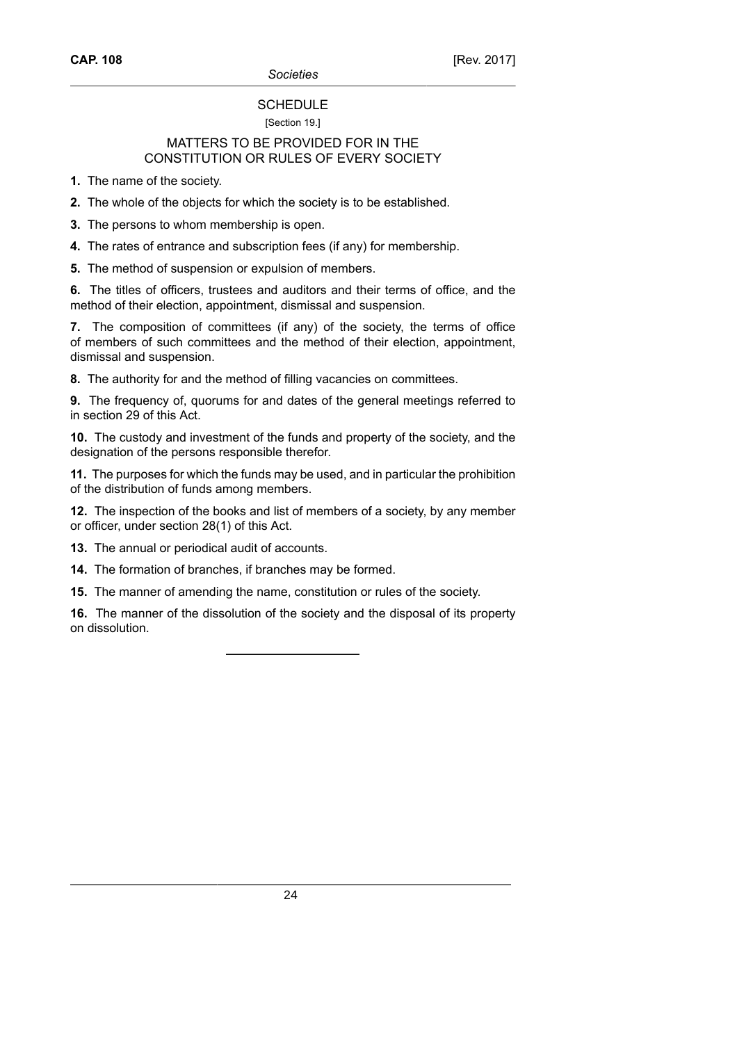## SCHEDULE

[Section 19.]

### MATTERS TO BE PROVIDED FOR IN THE CONSTITUTION OR RULES OF EVERY SOCIETY

**1.** The name of the society.

**2.** The whole of the objects for which the society is to be established.

**3.** The persons to whom membership is open.

**4.** The rates of entrance and subscription fees (if any) for membership.

**5.** The method of suspension or expulsion of members.

**6.** The titles of officers, trustees and auditors and their terms of office, and the method of their election, appointment, dismissal and suspension.

**7.** The composition of committees (if any) of the society, the terms of office of members of such committees and the method of their election, appointment, dismissal and suspension.

**8.** The authority for and the method of filling vacancies on committees.

**9.** The frequency of, quorums for and dates of the general meetings referred to in section 29 of this Act.

**10.** The custody and investment of the funds and property of the society, and the designation of the persons responsible therefor.

**11.** The purposes for which the funds may be used, and in particular the prohibition of the distribution of funds among members.

**12.** The inspection of the books and list of members of a society, by any member or officer, under section 28(1) of this Act.

**13.** The annual or periodical audit of accounts.

**14.** The formation of branches, if branches may be formed.

**15.** The manner of amending the name, constitution or rules of the society.

**16.** The manner of the dissolution of the society and the disposal of its property on dissolution.